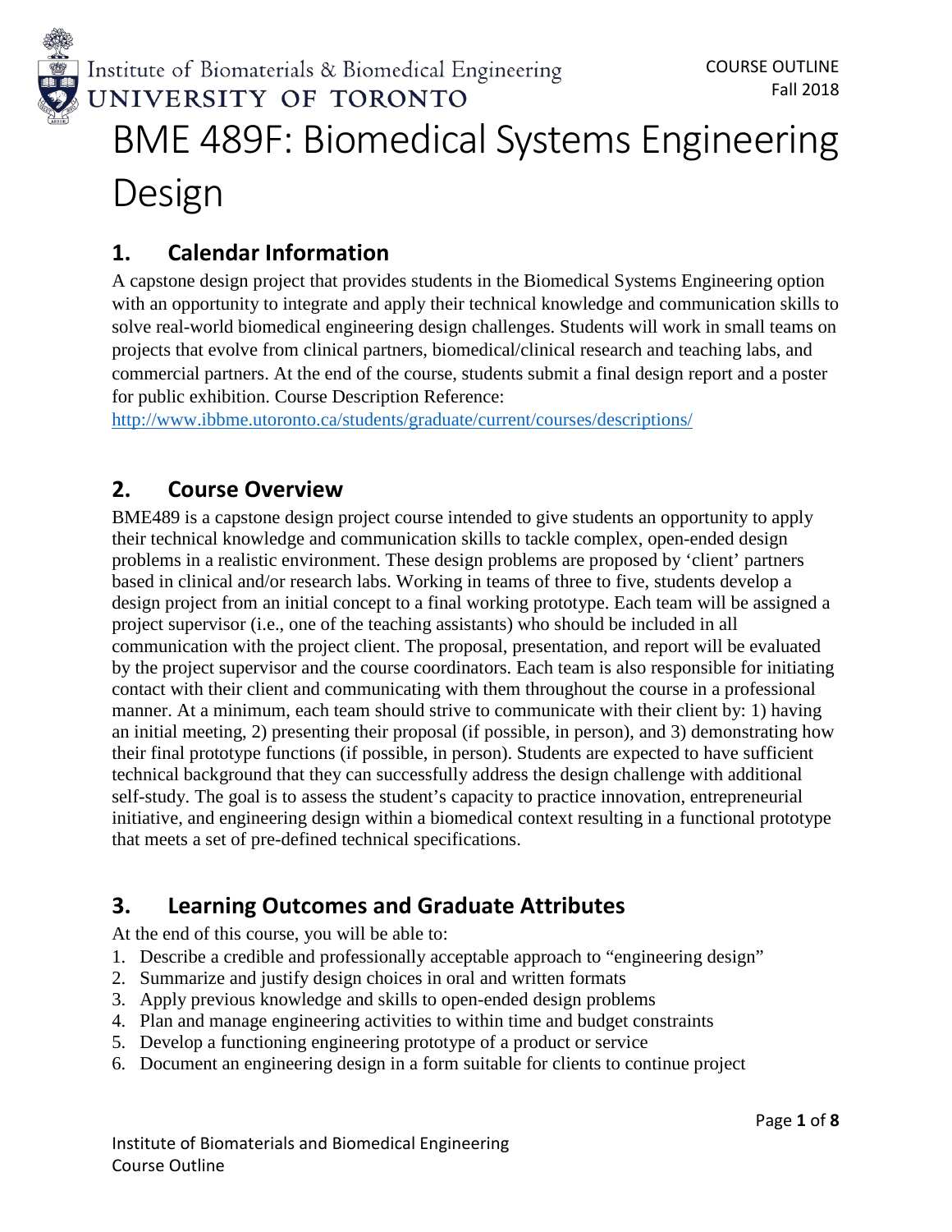Institute of Biomaterials & Biomedical Engineering
UNIVERSITY OF TORONTO

COURSE OUTLINE
Fall 2018

# BME 489F: Biomedical Systems Engineering Design

## 1. Calendar Information

A capstone design project that provides students in the Biomedical Systems Engineering option with an opportunity to integrate and apply their technical knowledge and communication skills to solve real-world biomedical engineering design challenges. Students will work in small teams on projects that evolve from clinical partners, biomedical/clinical research and teaching labs, and commercial partners. At the end of the course, students submit a final design report and a poster for public exhibition. Course Description Reference:
http://www.ibbme.utoronto.ca/students/graduate/current/courses/descriptions/

## 2. Course Overview

BME489 is a capstone design project course intended to give students an opportunity to apply their technical knowledge and communication skills to tackle complex, open-ended design problems in a realistic environment. These design problems are proposed by 'client' partners based in clinical and/or research labs. Working in teams of three to five, students develop a design project from an initial concept to a final working prototype. Each team will be assigned a project supervisor (i.e., one of the teaching assistants) who should be included in all communication with the project client. The proposal, presentation, and report will be evaluated by the project supervisor and the course coordinators. Each team is also responsible for initiating contact with their client and communicating with them throughout the course in a professional manner. At a minimum, each team should strive to communicate with their client by: 1) having an initial meeting, 2) presenting their proposal (if possible, in person), and 3) demonstrating how their final prototype functions (if possible, in person). Students are expected to have sufficient technical background that they can successfully address the design challenge with additional self-study. The goal is to assess the student's capacity to practice innovation, entrepreneurial initiative, and engineering design within a biomedical context resulting in a functional prototype that meets a set of pre-defined technical specifications.

## 3. Learning Outcomes and Graduate Attributes

At the end of this course, you will be able to:

1. Describe a credible and professionally acceptable approach to "engineering design"
2. Summarize and justify design choices in oral and written formats
3. Apply previous knowledge and skills to open-ended design problems
4. Plan and manage engineering activities to within time and budget constraints
5. Develop a functioning engineering prototype of a product or service
6. Document an engineering design in a form suitable for clients to continue project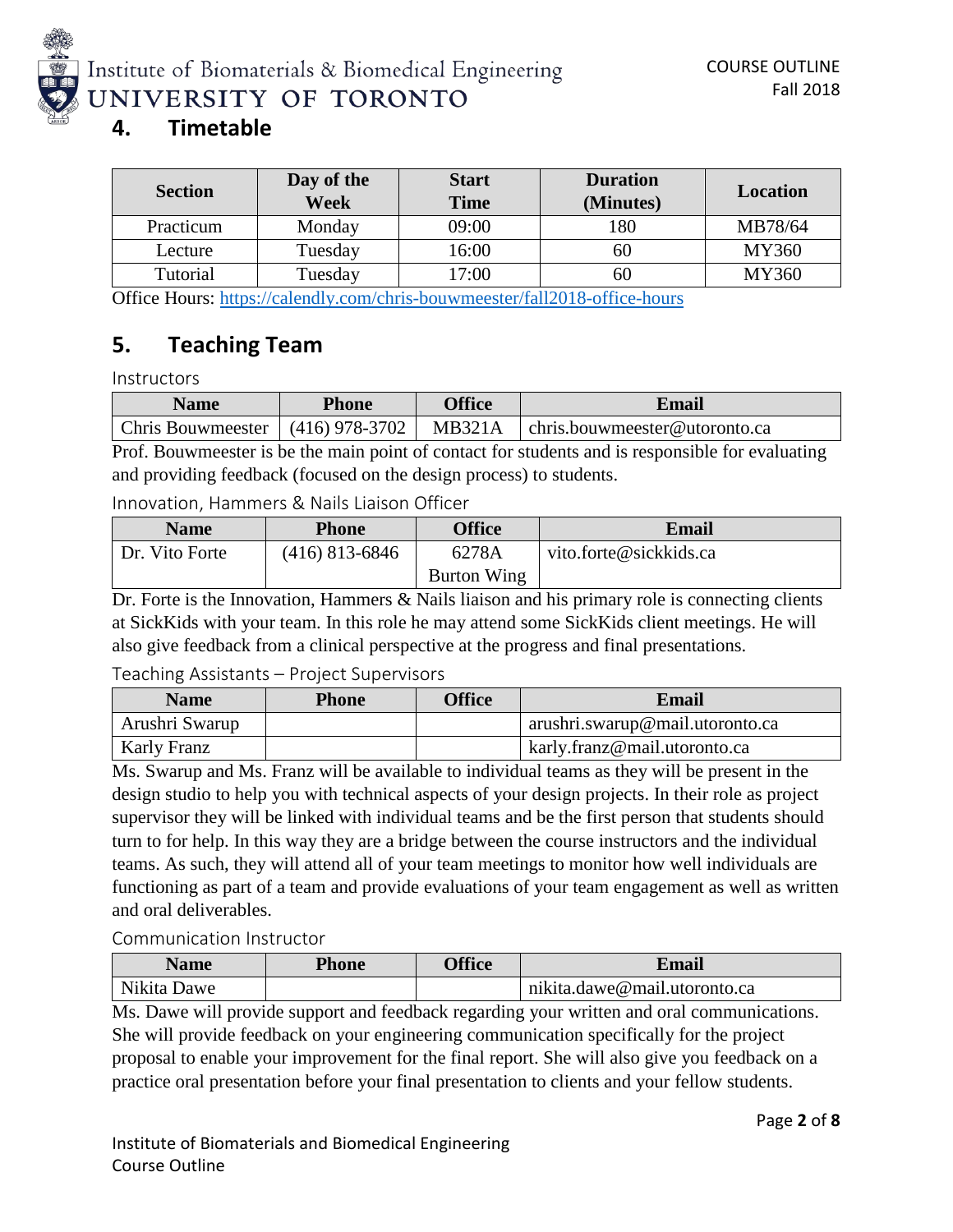## 4. Timetable

| Section | Day of the Week | Start Time | Duration (Minutes) | Location |
|---|---|---|---|---|
| Practicum | Monday | 09:00 | 180 | MB78/64 |
| Lecture | Tuesday | 16:00 | 60 | MY360 |
| Tutorial | Tuesday | 17:00 | 60 | MY360 |

Office Hours: https://calendly.com/chris-bouwmeester/fall2018-office-hours

## 5. Teaching Team

### Instructors

| Name | Phone | Office | Email |
|---|---|---|---|
| Chris Bouwmeester | (416) 978-3702 | MB321A | chris.bouwmeester@utoronto.ca |

Prof. Bouwmeester is be the main point of contact for students and is responsible for evaluating and providing feedback (focused on the design process) to students.

### Innovation, Hammers & Nails Liaison Officer

| Name | Phone | Office | Email |
|---|---|---|---|
| Dr. Vito Forte | (416) 813-6846 | 6278A Burton Wing | vito.forte@sickkids.ca |

Dr. Forte is the Innovation, Hammers & Nails liaison and his primary role is connecting clients at SickKids with your team. In this role he may attend some SickKids client meetings. He will also give feedback from a clinical perspective at the progress and final presentations.

### Teaching Assistants – Project Supervisors

| Name | Phone | Office | Email |
|---|---|---|---|
| Arushri Swarup | | | arushri.swarup@mail.utoronto.ca |
| Karly Franz | | | karly.franz@mail.utoronto.ca |

Ms. Swarup and Ms. Franz will be available to individual teams as they will be present in the design studio to help you with technical aspects of your design projects. In their role as project supervisor they will be linked with individual teams and be the first person that students should turn to for help. In this way they are a bridge between the course instructors and the individual teams. As such, they will attend all of your team meetings to monitor how well individuals are functioning as part of a team and provide evaluations of your team engagement as well as written and oral deliverables.

### Communication Instructor

| Name | Phone | Office | Email |
|---|---|---|---|
| Nikita Dawe | | | nikita.dawe@mail.utoronto.ca |

Ms. Dawe will provide support and feedback regarding your written and oral communications. She will provide feedback on your engineering communication specifically for the project proposal to enable your improvement for the final report. She will also give you feedback on a practice oral presentation before your final presentation to clients and your fellow students.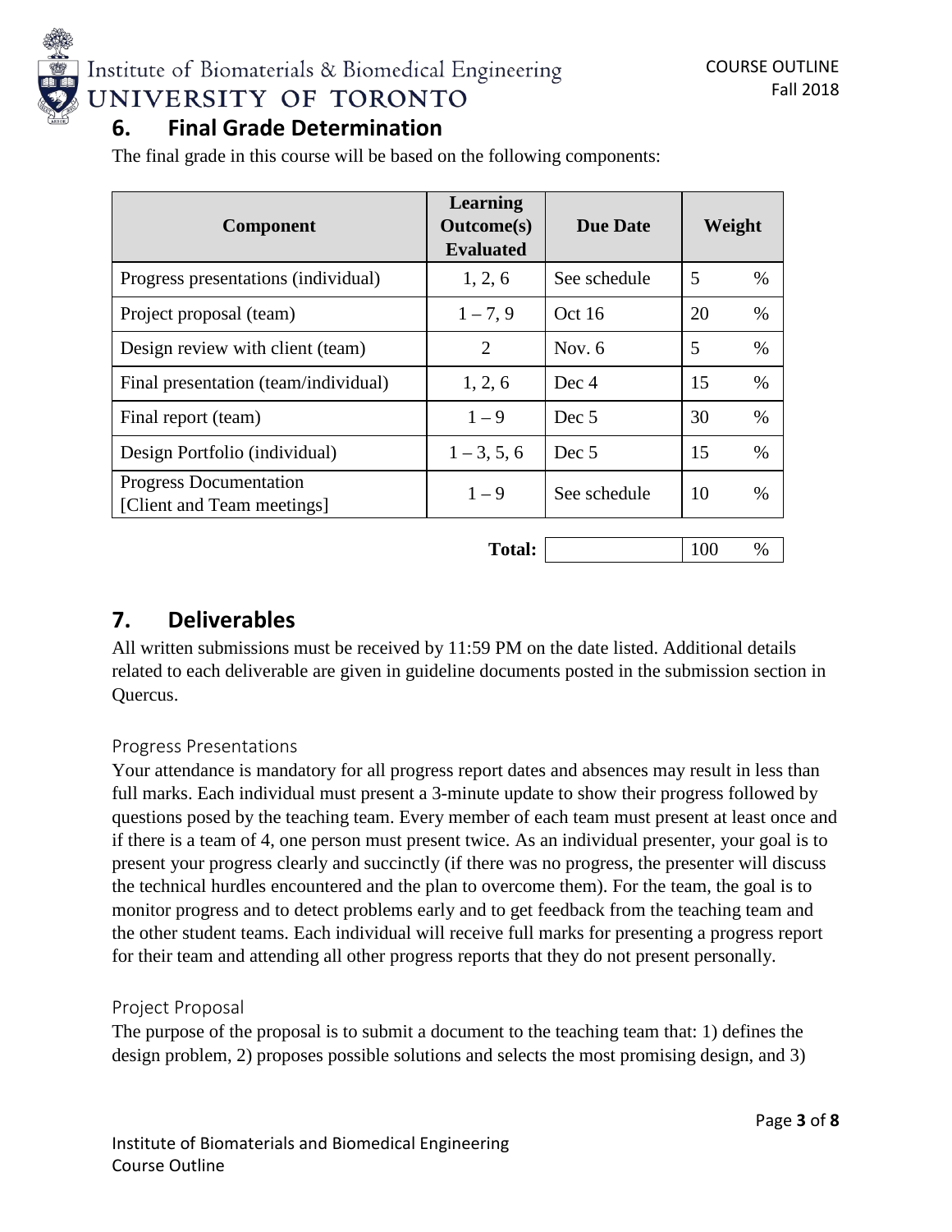## 6. Final Grade Determination

The final grade in this course will be based on the following components:

| Component | Learning Outcome(s) Evaluated | Due Date | Weight |
|---|---|---|---|
| Progress presentations (individual) | 1, 2, 6 | See schedule | 5 % |
| Project proposal (team) | 1 – 7, 9 | Oct 16 | 20 % |
| Design review with client (team) | 2 | Nov. 6 | 5 % |
| Final presentation (team/individual) | 1, 2, 6 | Dec 4 | 15 % |
| Final report (team) | 1 – 9 | Dec 5 | 30 % |
| Design Portfolio (individual) | 1 – 3, 5, 6 | Dec 5 | 15 % |
| Progress Documentation [Client and Team meetings] | 1 – 9 | See schedule | 10 % |
| | **Total:** | | 100 % |

## 7. Deliverables

All written submissions must be received by 11:59 PM on the date listed. Additional details related to each deliverable are given in guideline documents posted in the submission section in Quercus.

### Progress Presentations

Your attendance is mandatory for all progress report dates and absences may result in less than full marks. Each individual must present a 3-minute update to show their progress followed by questions posed by the teaching team. Every member of each team must present at least once and if there is a team of 4, one person must present twice. As an individual presenter, your goal is to present your progress clearly and succinctly (if there was no progress, the presenter will discuss the technical hurdles encountered and the plan to overcome them). For the team, the goal is to monitor progress and to detect problems early and to get feedback from the teaching team and the other student teams. Each individual will receive full marks for presenting a progress report for their team and attending all other progress reports that they do not present personally.

### Project Proposal

The purpose of the proposal is to submit a document to the teaching team that: 1) defines the design problem, 2) proposes possible solutions and selects the most promising design, and 3)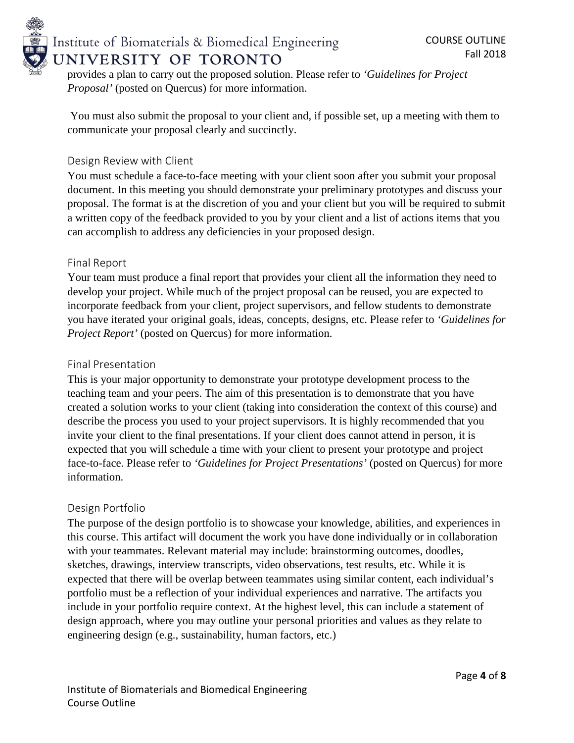provides a plan to carry out the proposed solution. Please refer to *'Guidelines for Project Proposal'* (posted on Quercus) for more information.

You must also submit the proposal to your client and, if possible set, up a meeting with them to communicate your proposal clearly and succinctly.

### Design Review with Client

You must schedule a face-to-face meeting with your client soon after you submit your proposal document. In this meeting you should demonstrate your preliminary prototypes and discuss your proposal. The format is at the discretion of you and your client but you will be required to submit a written copy of the feedback provided to you by your client and a list of actions items that you can accomplish to address any deficiencies in your proposed design.

### Final Report

Your team must produce a final report that provides your client all the information they need to develop your project. While much of the project proposal can be reused, you are expected to incorporate feedback from your client, project supervisors, and fellow students to demonstrate you have iterated your original goals, ideas, concepts, designs, etc. Please refer to *'Guidelines for Project Report'* (posted on Quercus) for more information.

### Final Presentation

This is your major opportunity to demonstrate your prototype development process to the teaching team and your peers. The aim of this presentation is to demonstrate that you have created a solution works to your client (taking into consideration the context of this course) and describe the process you used to your project supervisors. It is highly recommended that you invite your client to the final presentations. If your client does cannot attend in person, it is expected that you will schedule a time with your client to present your prototype and project face-to-face. Please refer to *'Guidelines for Project Presentations'* (posted on Quercus) for more information.

### Design Portfolio

The purpose of the design portfolio is to showcase your knowledge, abilities, and experiences in this course. This artifact will document the work you have done individually or in collaboration with your teammates. Relevant material may include: brainstorming outcomes, doodles, sketches, drawings, interview transcripts, video observations, test results, etc. While it is expected that there will be overlap between teammates using similar content, each individual's portfolio must be a reflection of your individual experiences and narrative. The artifacts you include in your portfolio require context. At the highest level, this can include a statement of design approach, where you may outline your personal priorities and values as they relate to engineering design (e.g., sustainability, human factors, etc.)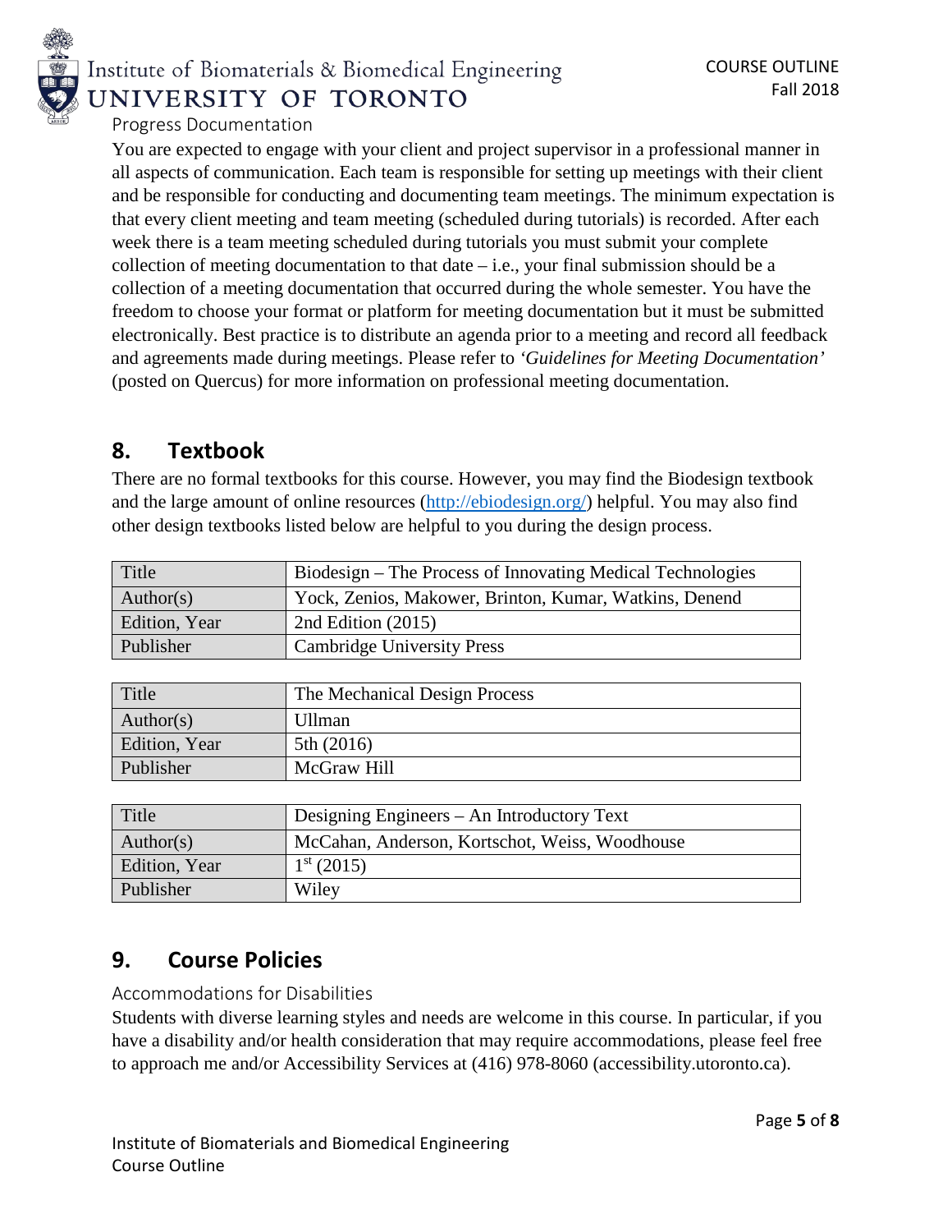### Progress Documentation

You are expected to engage with your client and project supervisor in a professional manner in all aspects of communication. Each team is responsible for setting up meetings with their client and be responsible for conducting and documenting team meetings. The minimum expectation is that every client meeting and team meeting (scheduled during tutorials) is recorded. After each week there is a team meeting scheduled during tutorials you must submit your complete collection of meeting documentation to that date – i.e., your final submission should be a collection of a meeting documentation that occurred during the whole semester. You have the freedom to choose your format or platform for meeting documentation but it must be submitted electronically. Best practice is to distribute an agenda prior to a meeting and record all feedback and agreements made during meetings. Please refer to *'Guidelines for Meeting Documentation'* (posted on Quercus) for more information on professional meeting documentation.

## 8. Textbook

There are no formal textbooks for this course. However, you may find the Biodesign textbook and the large amount of online resources (http://ebiodesign.org/) helpful. You may also find other design textbooks listed below are helpful to you during the design process.

| Title | Biodesign – The Process of Innovating Medical Technologies |
|---|---|
| Author(s) | Yock, Zenios, Makower, Brinton, Kumar, Watkins, Denend |
| Edition, Year | 2nd Edition (2015) |
| Publisher | Cambridge University Press |

| Title | The Mechanical Design Process |
|---|---|
| Author(s) | Ullman |
| Edition, Year | 5th (2016) |
| Publisher | McGraw Hill |

| Title | Designing Engineers – An Introductory Text |
|---|---|
| Author(s) | McCahan, Anderson, Kortschot, Weiss, Woodhouse |
| Edition, Year | 1st (2015) |
| Publisher | Wiley |

## 9. Course Policies

### Accommodations for Disabilities

Students with diverse learning styles and needs are welcome in this course. In particular, if you have a disability and/or health consideration that may require accommodations, please feel free to approach me and/or Accessibility Services at (416) 978-8060 (accessibility.utoronto.ca).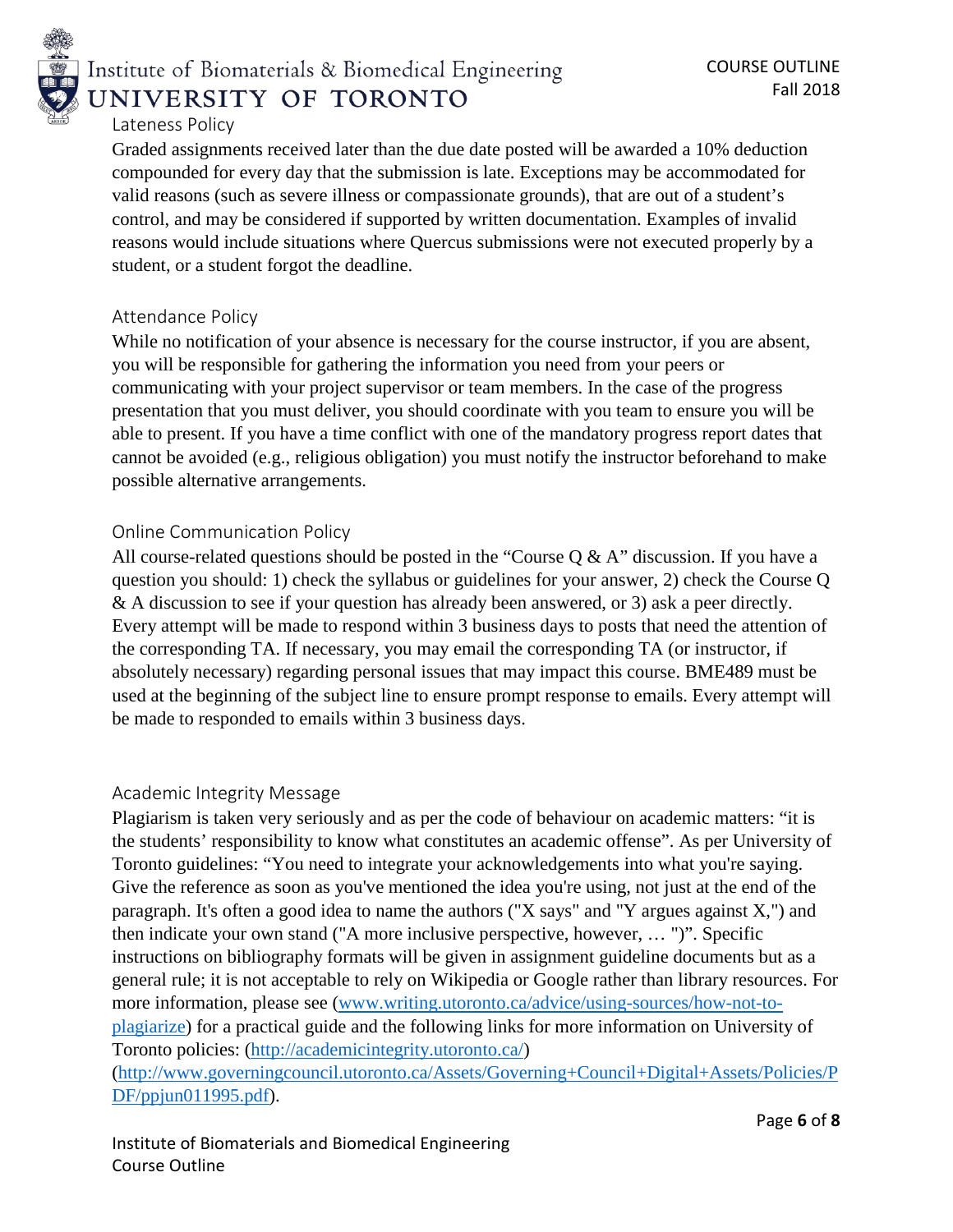## Lateness Policy

Graded assignments received later than the due date posted will be awarded a 10% deduction compounded for every day that the submission is late. Exceptions may be accommodated for valid reasons (such as severe illness or compassionate grounds), that are out of a student's control, and may be considered if supported by written documentation. Examples of invalid reasons would include situations where Quercus submissions were not executed properly by a student, or a student forgot the deadline.

## Attendance Policy

While no notification of your absence is necessary for the course instructor, if you are absent, you will be responsible for gathering the information you need from your peers or communicating with your project supervisor or team members. In the case of the progress presentation that you must deliver, you should coordinate with you team to ensure you will be able to present. If you have a time conflict with one of the mandatory progress report dates that cannot be avoided (e.g., religious obligation) you must notify the instructor beforehand to make possible alternative arrangements.

## Online Communication Policy

All course-related questions should be posted in the "Course Q & A" discussion. If you have a question you should: 1) check the syllabus or guidelines for your answer, 2) check the Course Q & A discussion to see if your question has already been answered, or 3) ask a peer directly. Every attempt will be made to respond within 3 business days to posts that need the attention of the corresponding TA. If necessary, you may email the corresponding TA (or instructor, if absolutely necessary) regarding personal issues that may impact this course. BME489 must be used at the beginning of the subject line to ensure prompt response to emails. Every attempt will be made to responded to emails within 3 business days.

## Academic Integrity Message

Plagiarism is taken very seriously and as per the code of behaviour on academic matters: "it is the students' responsibility to know what constitutes an academic offense". As per University of Toronto guidelines: "You need to integrate your acknowledgements into what you're saying. Give the reference as soon as you've mentioned the idea you're using, not just at the end of the paragraph. It's often a good idea to name the authors ("X says" and "Y argues against X,") and then indicate your own stand ("A more inclusive perspective, however, … ")". Specific instructions on bibliography formats will be given in assignment guideline documents but as a general rule; it is not acceptable to rely on Wikipedia or Google rather than library resources. For more information, please see (www.writing.utoronto.ca/advice/using-sources/how-not-to-plagiarize) for a practical guide and the following links for more information on University of Toronto policies: (http://academicintegrity.utoronto.ca/) (http://www.governingcouncil.utoronto.ca/Assets/Governing+Council+Digital+Assets/Policies/PDF/ppjun011995.pdf).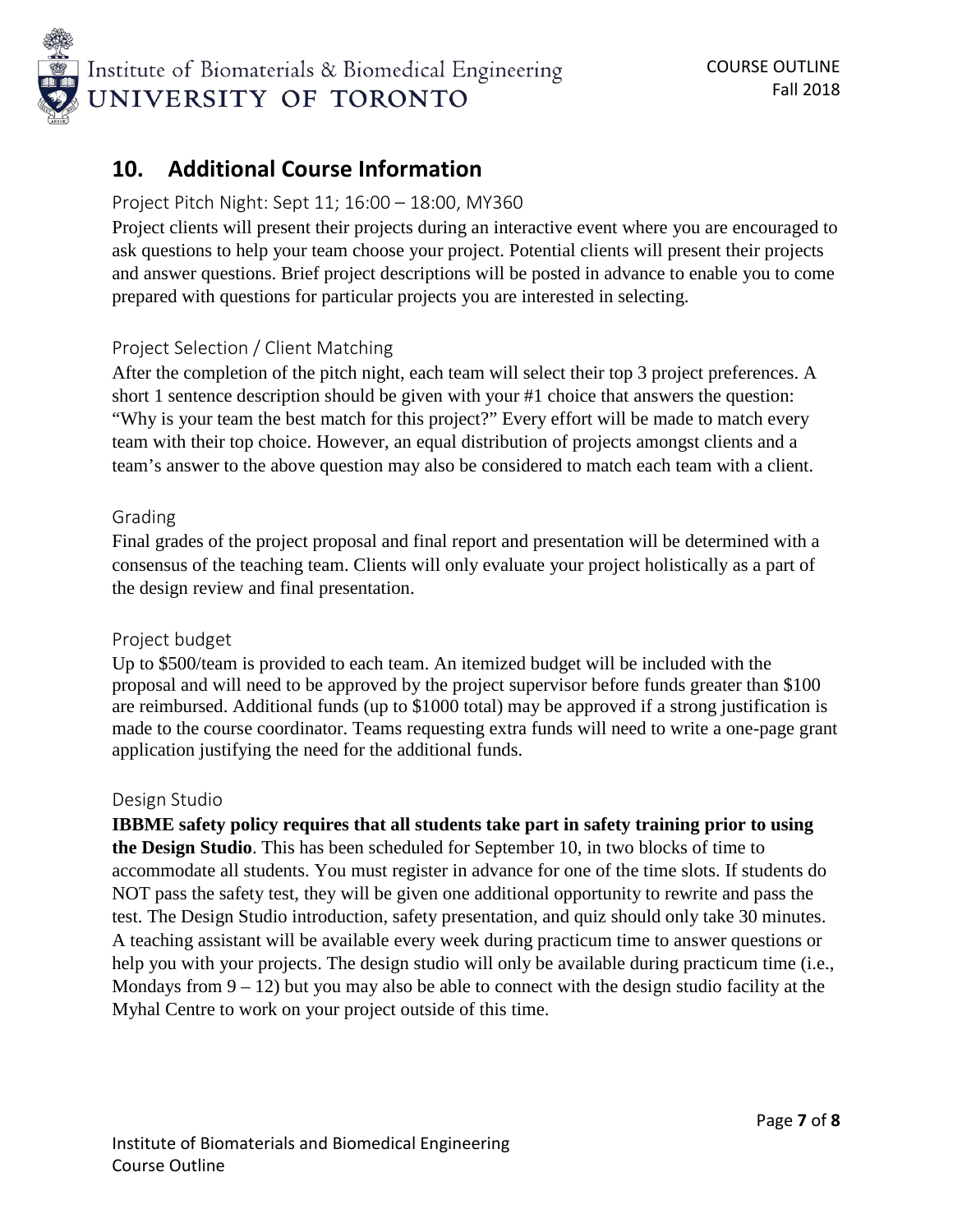## 10. Additional Course Information

### Project Pitch Night: Sept 11; 16:00 – 18:00, MY360

Project clients will present their projects during an interactive event where you are encouraged to ask questions to help your team choose your project. Potential clients will present their projects and answer questions. Brief project descriptions will be posted in advance to enable you to come prepared with questions for particular projects you are interested in selecting.

### Project Selection / Client Matching

After the completion of the pitch night, each team will select their top 3 project preferences. A short 1 sentence description should be given with your #1 choice that answers the question: "Why is your team the best match for this project?" Every effort will be made to match every team with their top choice. However, an equal distribution of projects amongst clients and a team's answer to the above question may also be considered to match each team with a client.

### Grading

Final grades of the project proposal and final report and presentation will be determined with a consensus of the teaching team. Clients will only evaluate your project holistically as a part of the design review and final presentation.

### Project budget

Up to $500/team is provided to each team. An itemized budget will be included with the proposal and will need to be approved by the project supervisor before funds greater than $100 are reimbursed. Additional funds (up to $1000 total) may be approved if a strong justification is made to the course coordinator. Teams requesting extra funds will need to write a one-page grant application justifying the need for the additional funds.

### Design Studio

**IBBME safety policy requires that all students take part in safety training prior to using the Design Studio**. This has been scheduled for September 10, in two blocks of time to accommodate all students. You must register in advance for one of the time slots. If students do NOT pass the safety test, they will be given one additional opportunity to rewrite and pass the test. The Design Studio introduction, safety presentation, and quiz should only take 30 minutes. A teaching assistant will be available every week during practicum time to answer questions or help you with your projects. The design studio will only be available during practicum time (i.e., Mondays from 9 – 12) but you may also be able to connect with the design studio facility at the Myhal Centre to work on your project outside of this time.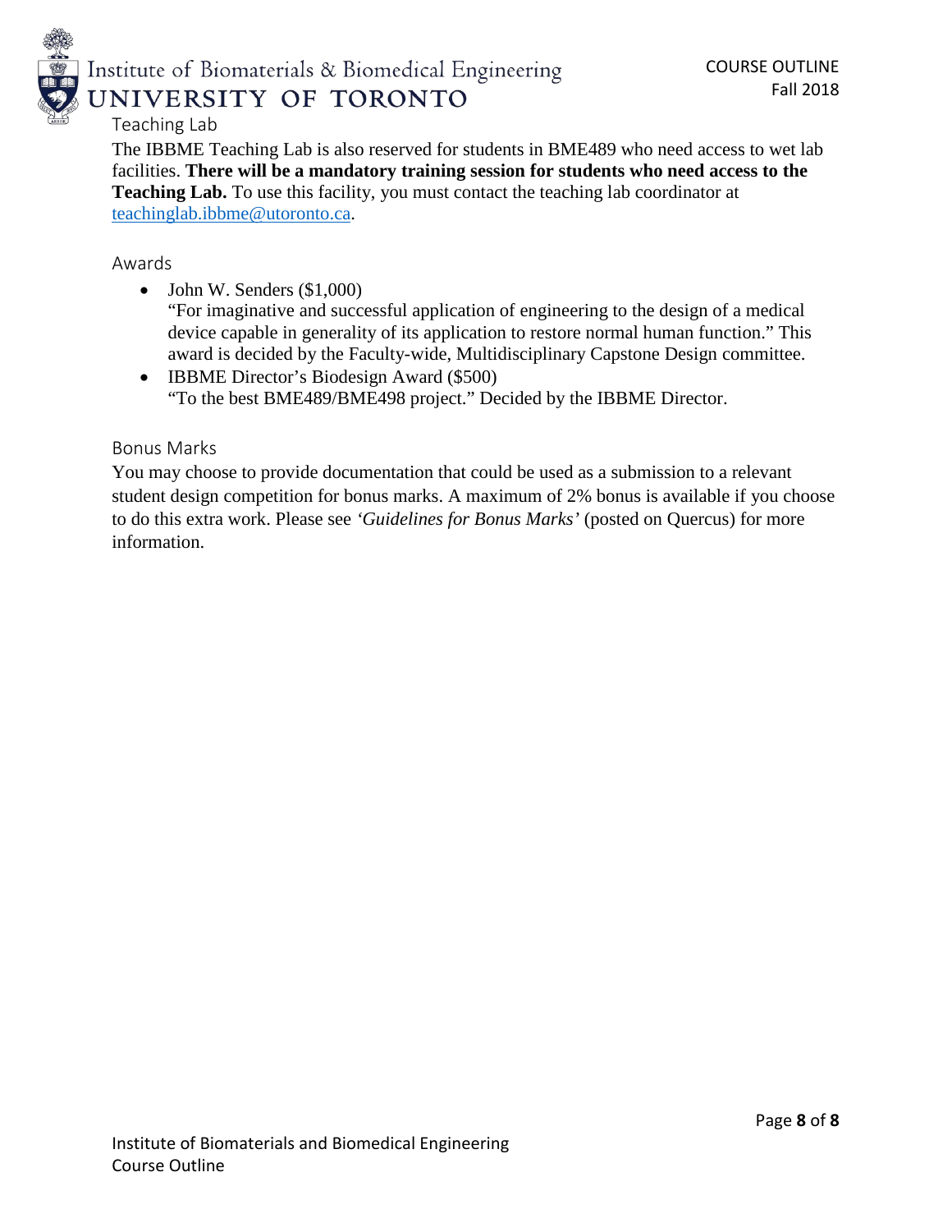## Teaching Lab

The IBBME Teaching Lab is also reserved for students in BME489 who need access to wet lab facilities. **There will be a mandatory training session for students who need access to the Teaching Lab.** To use this facility, you must contact the teaching lab coordinator at teachinglab.ibbme@utoronto.ca.

## Awards

- John W. Senders ($1,000)
  "For imaginative and successful application of engineering to the design of a medical device capable in generality of its application to restore normal human function." This award is decided by the Faculty-wide, Multidisciplinary Capstone Design committee.
- IBBME Director's Biodesign Award ($500)
  "To the best BME489/BME498 project." Decided by the IBBME Director.

## Bonus Marks

You may choose to provide documentation that could be used as a submission to a relevant student design competition for bonus marks. A maximum of 2% bonus is available if you choose to do this extra work. Please see *'Guidelines for Bonus Marks'* (posted on Quercus) for more information.